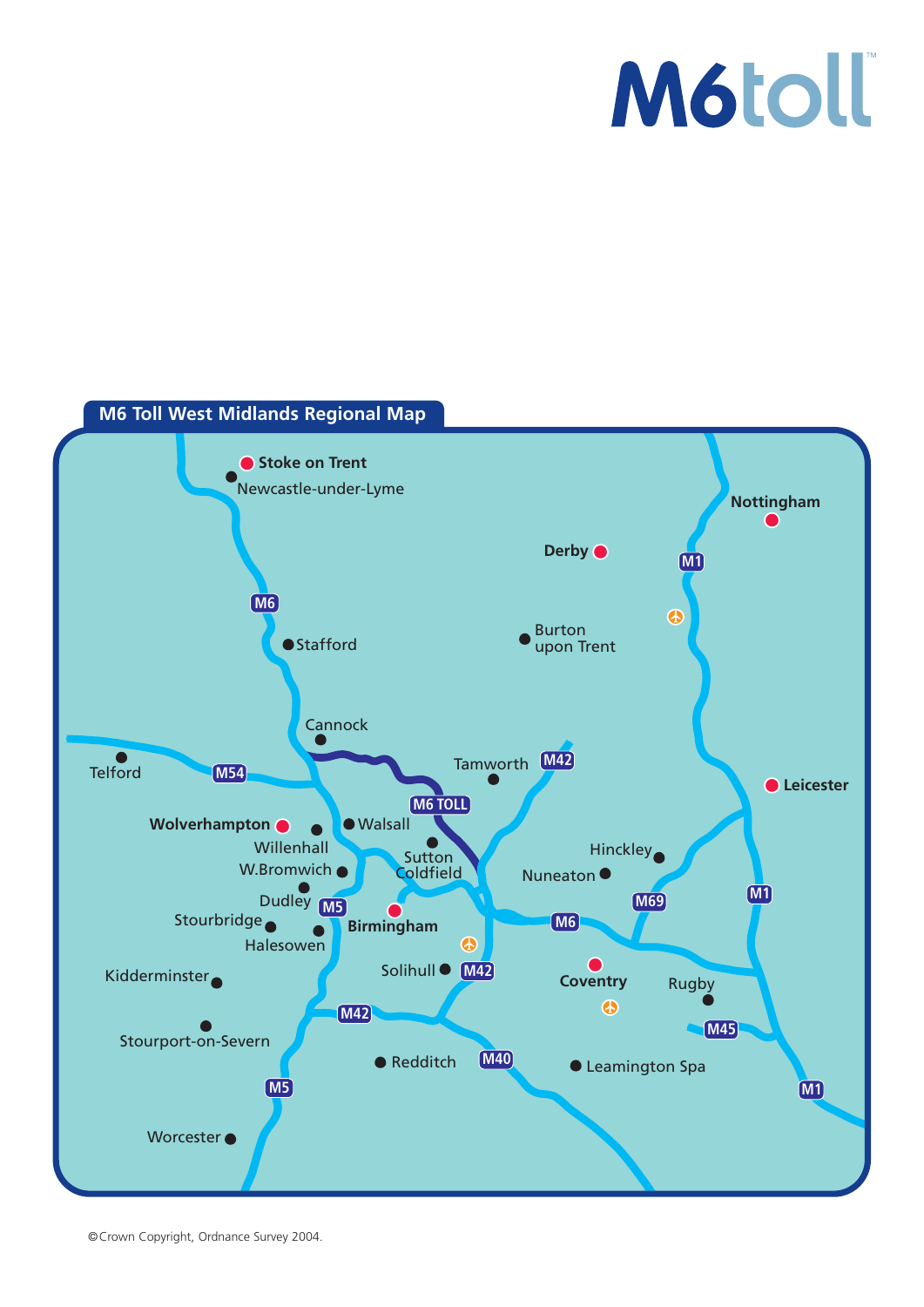# M6toll™

## M6 Toll West Midlands Regional Map

Stoke on Trent
Newcastle-under-Lyme
Nottingham
Derby
M1
M6
Stafford
Burton upon Trent
Cannock
Telford
M54
Tamworth
M42
M6 TOLL
Leicester
Wolverhampton
Walsall
Willenhall
Sutton Coldfield
Hinckley
W.Bromwich
Nuneaton
Dudley
M5
M69
M1
Stourbridge
Birmingham
M6
Halesowen
Kidderminster
Solihull
M42
Coventry
Rugby
M42
Stourport-on-Severn
M45
Redditch
M40
Leamington Spa
M5
M1
Worcester

©Crown Copyright, Ordnance Survey 2004.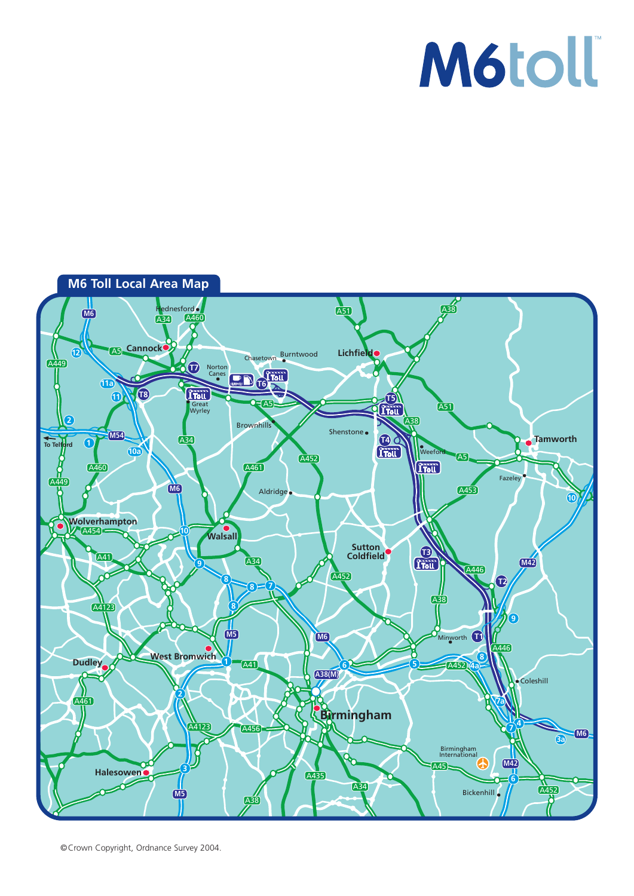# M6toll™

## M6 Toll Local Area Map

©Crown Copyright, Ordnance Survey 2004.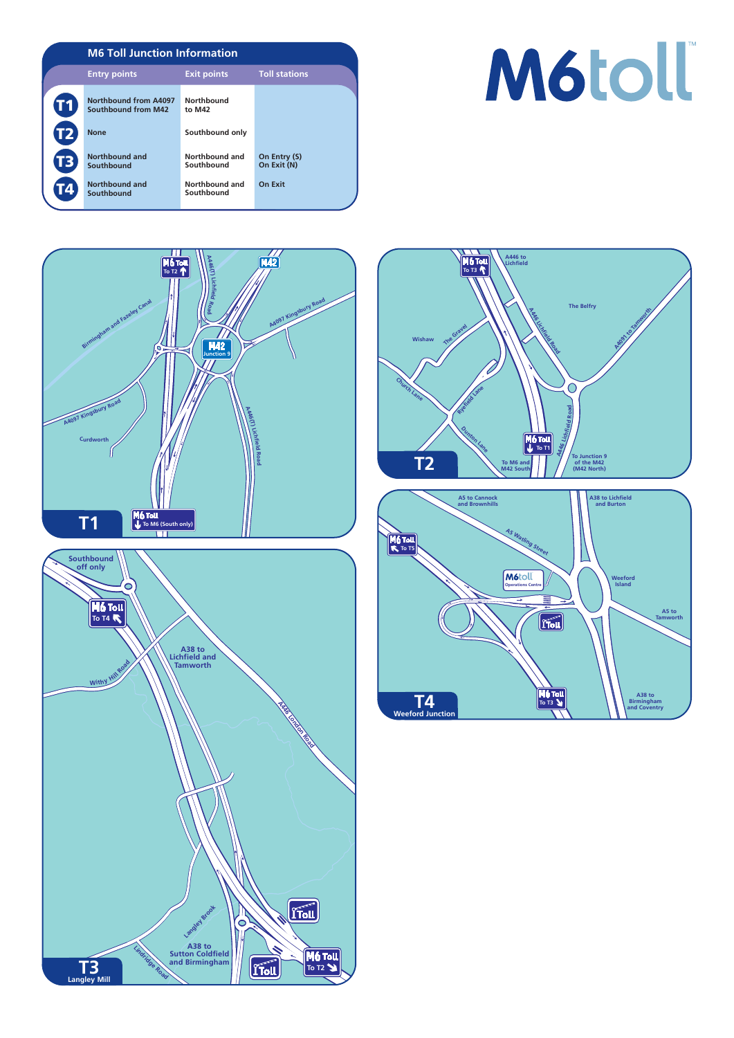# M6toll

## M6 Toll Junction Information

| | Entry points | Exit points | Toll stations |
|---|---|---|---|
| T1 | Northbound from A4097<br>Southbound from M42 | Northbound to M42 | |
| T2 | None | Southbound only | |
| T3 | Northbound and Southbound | Northbound and Southbound | On Entry (S)<br>On Exit (N) |
| T4 | Northbound and Southbound | Northbound and Southbound | On Exit |

### T1

M6 Toll To T2

A446(T) Lichfield Road

M42

Birmingham and Fazeley Canal

A4097 Kingsbury Road

M42 Junction 9

A4097 Kingsbury Road

Curdworth

A446(T) Lichfield Road

M6 Toll To M6 (South only)

### T2

M6 Toll To T3

A446 to Lichfield

The Belfry

A4091 to Tamworth

Wishaw

The Gravel

A446 Lichfield Road

Church Lane

Ryefield Lane

Dunton Lane

M6 Toll To T1

A446 Lichfield Road

To M6 and M42 South

To Junction 9 of the M42 (M42 North)

### T3 Langley Mill

Southbound off only

M6 Toll To T4

A38 to Lichfield and Tamworth

Withy Hill Road

A446 London Road

Langley Brook

A38 to Sutton Coldfield and Birmingham

Lindridge Road

Toll

Toll

M6 Toll To T2

### T4 Weeford Junction

A5 to Cannock and Brownhills

A38 to Lichfield and Burton

M6 Toll To T5

A5 Watling Street

M6toll Operations Centre

Weeford Island

A5 to Tamworth

Toll

M6 Toll To T3

A38 to Birmingham and Coventry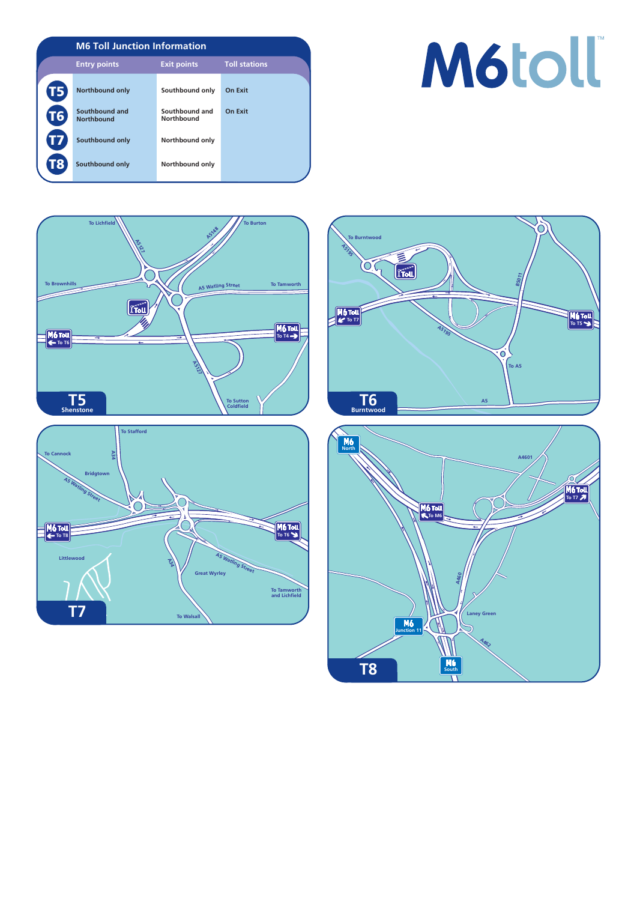# M6toll™

## M6 Toll Junction Information

| | Entry points | Exit points | Toll stations |
|---|---|---|---|
| T5 | Northbound only | Southbound only | On Exit |
| T6 | Southbound and Northbound | Southbound and Northbound | On Exit |
| T7 | Southbound only | Northbound only | |
| T8 | Southbound only | Northbound only | |

### T5 Shenstone

To Lichfield, A5127, A5148, To Burton, To Brownhills, A5 Watling Street, To Tamworth, M6 Toll To T6, M6 Toll To T4, A5127, To Sutton Coldfield

### T6 Burntwood

To Burntwood, A5195, B5011, M6 Toll To T7, M6 Toll To T5, A5195, To A5, A5

### T7

To Stafford, To Cannock, A34, Bridgtown, A5 Watling Street, M6 Toll To T8, M6 Toll To T6, Littlewood, A34, A5 Watling Street, Great Wyrley, To Tamworth and Lichfield, To Walsall

### T8

M6 North, A4601, M6 Toll To T7, M6 Toll To M6, A460, Laney Green, M6 Junction 11, A462, M6 South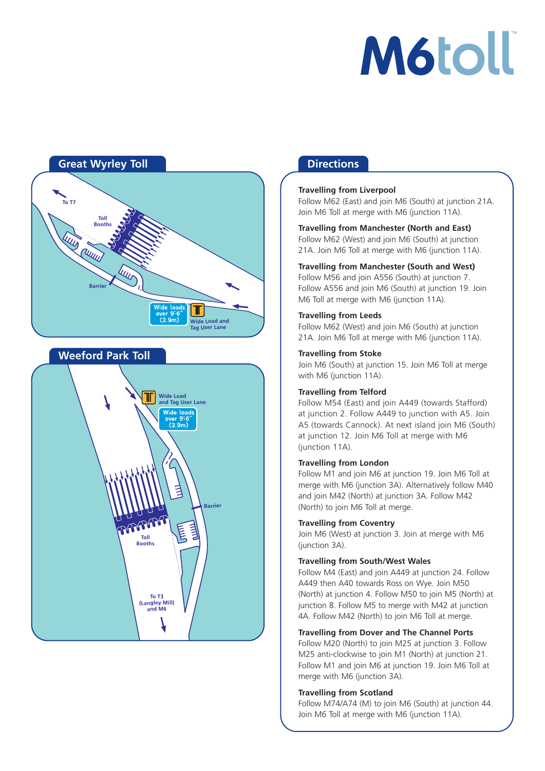# M6toll™

## Great Wyrley Toll

To T7

Toll Booths

Barrier

Wide loads over 9'-6" (2.9m)

Wide Load and Tag User Lane

## Weeford Park Toll

Wide Load and Tag User Lane

Wide loads over 9'-6" (2.9m)

Barrier

Toll Booths

To T3 (Langley Mill) and M6

## Directions

**Travelling from Liverpool**
Follow M62 (East) and join M6 (South) at junction 21A. Join M6 Toll at merge with M6 (junction 11A).

**Travelling from Manchester (North and East)**
Follow M62 (West) and join M6 (South) at junction 21A. Join M6 Toll at merge with M6 (junction 11A).

**Travelling from Manchester (South and West)**
Follow M56 and join A556 (South) at junction 7. Follow A556 and join M6 (South) at junction 19. Join M6 Toll at merge with M6 (junction 11A).

**Travelling from Leeds**
Follow M62 (West) and join M6 (South) at junction 21A. Join M6 Toll at merge with M6 (junction 11A).

**Travelling from Stoke**
Join M6 (South) at junction 15. Join M6 Toll at merge with M6 (junction 11A).

**Travelling from Telford**
Follow M54 (East) and join A449 (towards Stafford) at junction 2. Follow A449 to junction with A5. Join A5 (towards Cannock). At next island join M6 (South) at junction 12. Join M6 Toll at merge with M6 (junction 11A).

**Travelling from London**
Follow M1 and join M6 at junction 19. Join M6 Toll at merge with M6 (junction 3A). Alternatively follow M40 and join M42 (North) at junction 3A. Follow M42 (North) to join M6 Toll at merge.

**Travelling from Coventry**
Join M6 (West) at junction 3. Join at merge with M6 (junction 3A).

**Travelling from South/West Wales**
Follow M4 (East) and join A449 at junction 24. Follow A449 then A40 towards Ross on Wye. Join M50 (North) at junction 4. Follow M50 to join M5 (North) at junction 8. Follow M5 to merge with M42 at junction 4A. Follow M42 (North) to join M6 Toll at merge.

**Travelling from Dover and The Channel Ports**
Follow M20 (North) to join M25 at junction 3. Follow M25 anti-clockwise to join M1 (North) at junction 21. Follow M1 and join M6 at junction 19. Join M6 Toll at merge with M6 (junction 3A).

**Travelling from Scotland**
Follow M74/A74 (M) to join M6 (South) at junction 44. Join M6 Toll at merge with M6 (junction 11A).